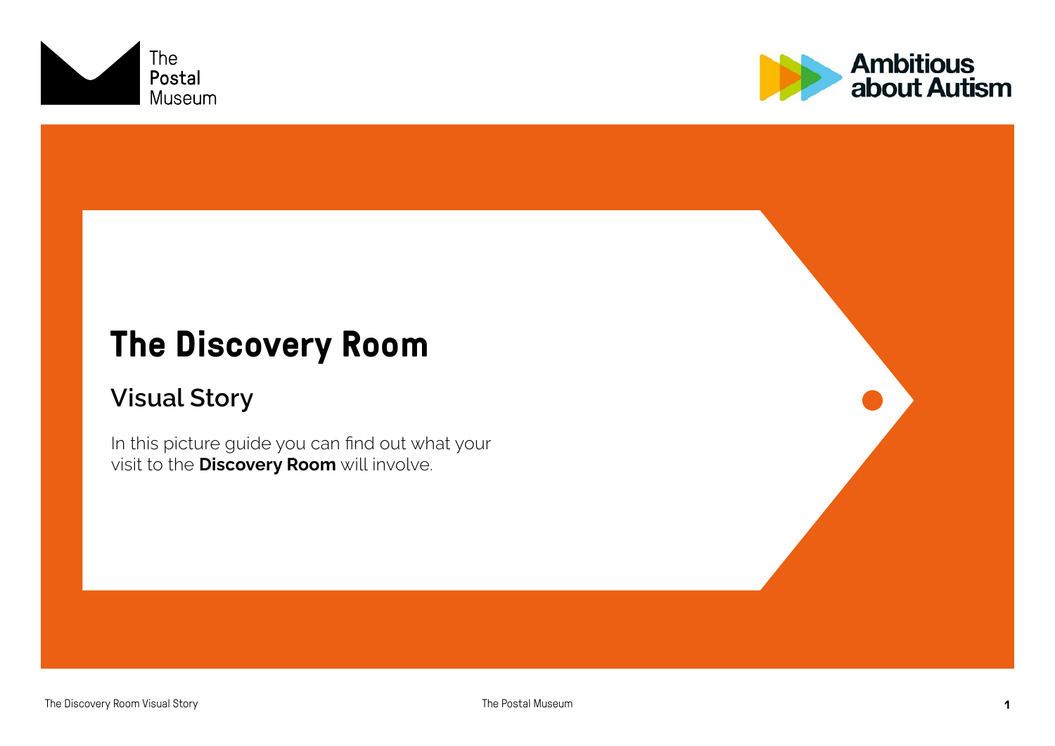The Postal Museum

Ambitious about Autism

# The Discovery Room

## Visual Story

In this picture guide you can find out what your visit to the **Discovery Room** will involve.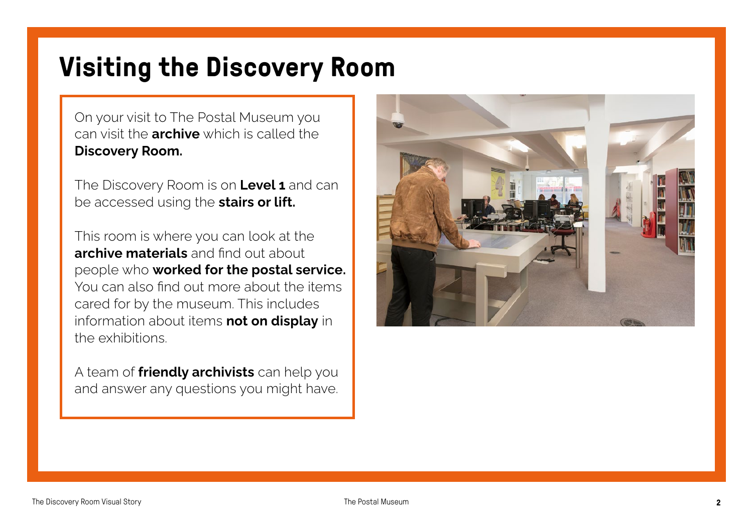# Visiting the Discovery Room

On your visit to The Postal Museum you can visit the **archive** which is called the **Discovery Room.**

The Discovery Room is on **Level 1** and can be accessed using the **stairs or lift.**

This room is where you can look at the **archive materials** and find out about people who **worked for the postal service.** You can also find out more about the items cared for by the museum. This includes information about items **not on display** in the exhibitions.

A team of **friendly archivists** can help you and answer any questions you might have.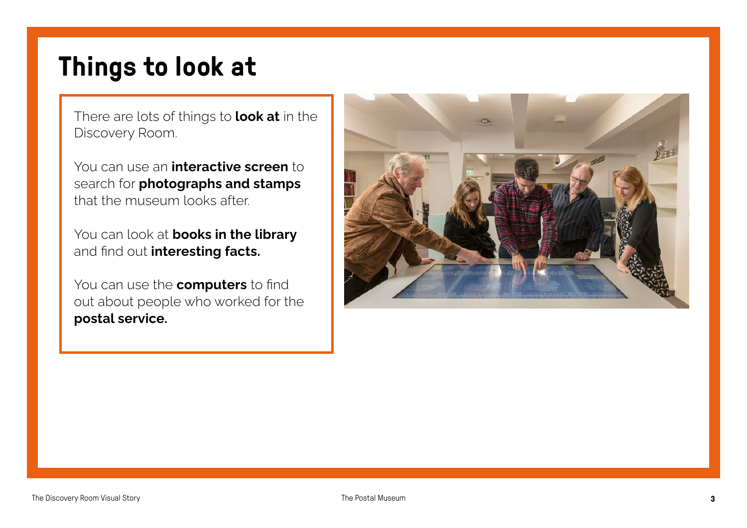# Things to look at

There are lots of things to **look at** in the Discovery Room.

You can use an **interactive screen** to search for **photographs and stamps** that the museum looks after.

You can look at **books in the library** and find out **interesting facts.**

You can use the **computers** to find out about people who worked for the **postal service.**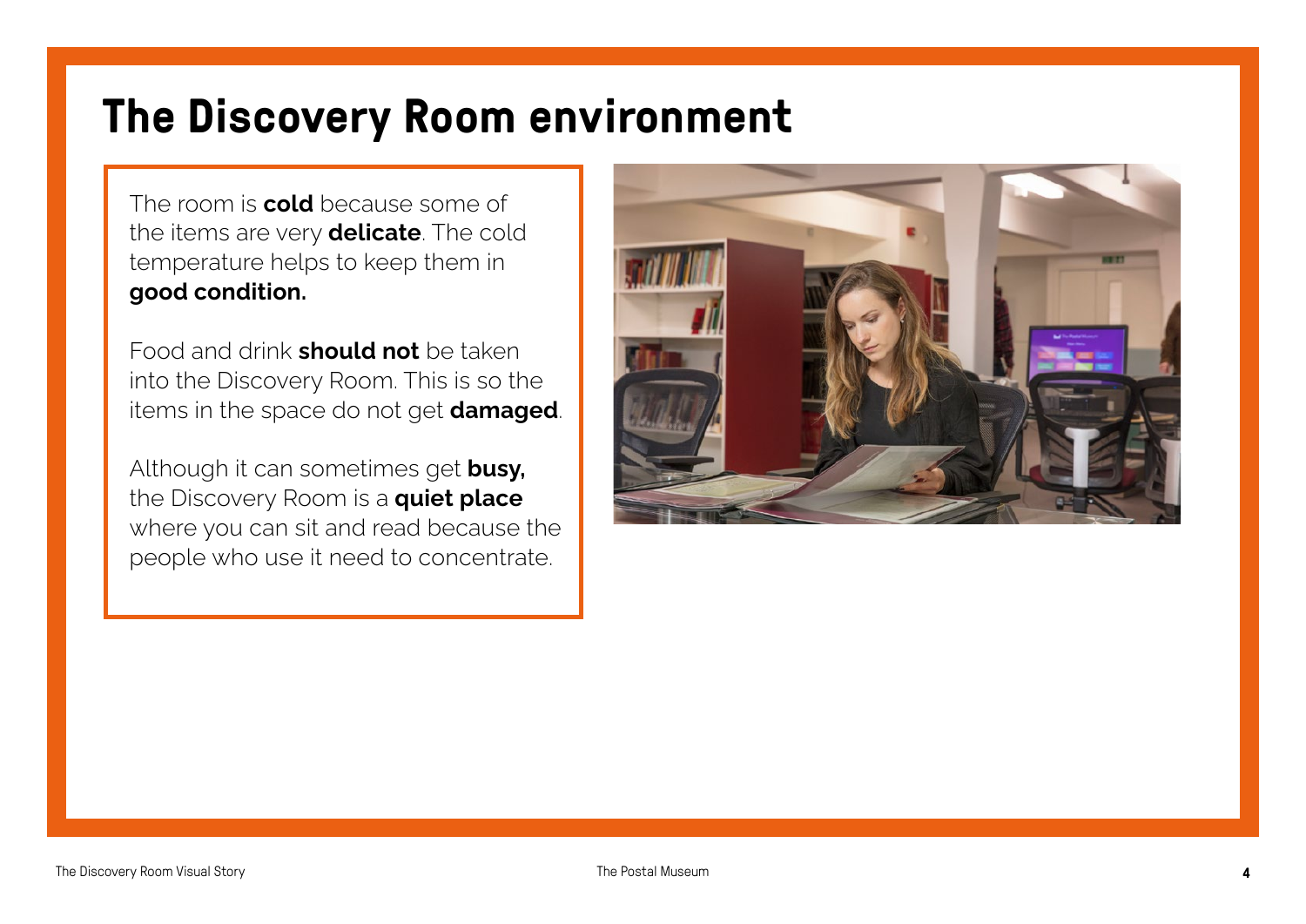# The Discovery Room environment

The room is **cold** because some of the items are very **delicate**. The cold temperature helps to keep them in **good condition.**

Food and drink **should not** be taken into the Discovery Room. This is so the items in the space do not get **damaged**.

Although it can sometimes get **busy,** the Discovery Room is a **quiet place** where you can sit and read because the people who use it need to concentrate.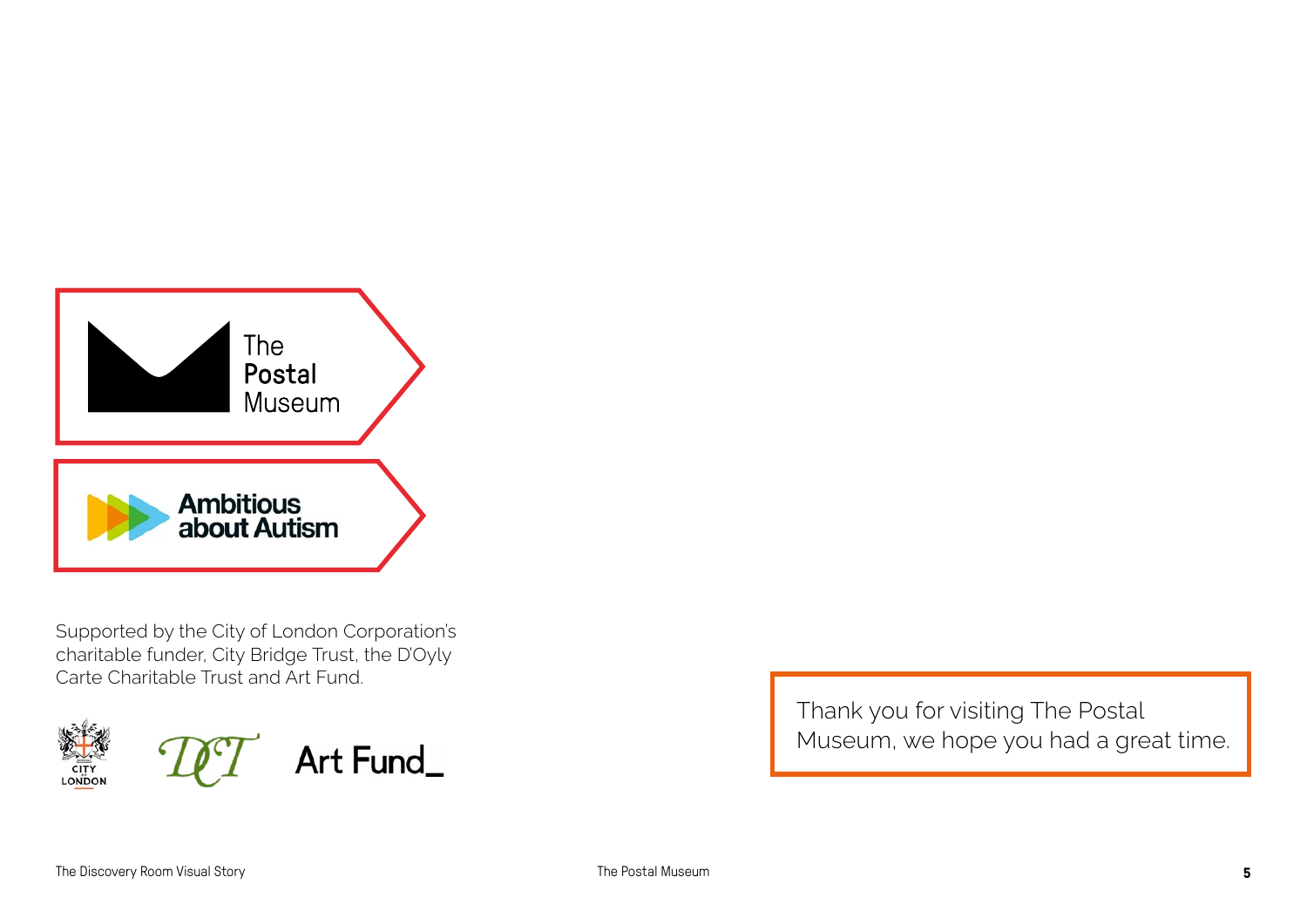The Postal Museum

Ambitious about Autism

Supported by the City of London Corporation's charitable funder, City Bridge Trust, the D'Oyly Carte Charitable Trust and Art Fund.

CITY LONDON

DCT

Art Fund_

Thank you for visiting The Postal Museum, we hope you had a great time.